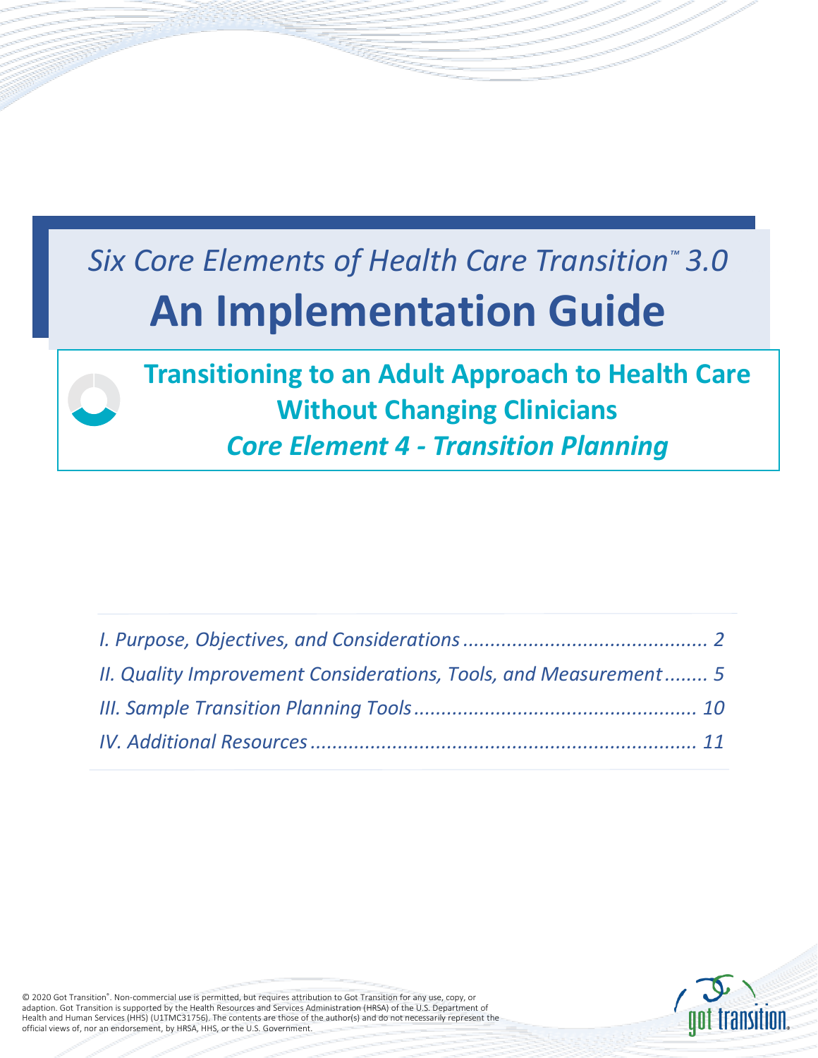*Six Core Elements of Health Care Transition™ 3.0*

# An Implementation Guide

## Transitioning to an Adult Approach to Health Care Without Changing Clinicians

### *Core Element 4 - Transition Planning*

*I. Purpose, Objectives, and Considerations ............................................ 2*

*II. Quality Improvement Considerations, Tools, and Measurement ........ 5*

*III. Sample Transition Planning Tools .................................................... 10*

*IV. Additional Resources ...................................................................... 11*

© 2020 Got Transition®. Non-commercial use is permitted, but requires attribution to Got Transition for any use, copy, or adaption. Got Transition is supported by the Health Resources and Services Administration (HRSA) of the U.S. Department of Health and Human Services (HHS) (U1TMC31756). The contents are those of the author(s) and do not necessarily represent the official views of, nor an endorsement, by HRSA, HHS, or the U.S. Government.

got transition.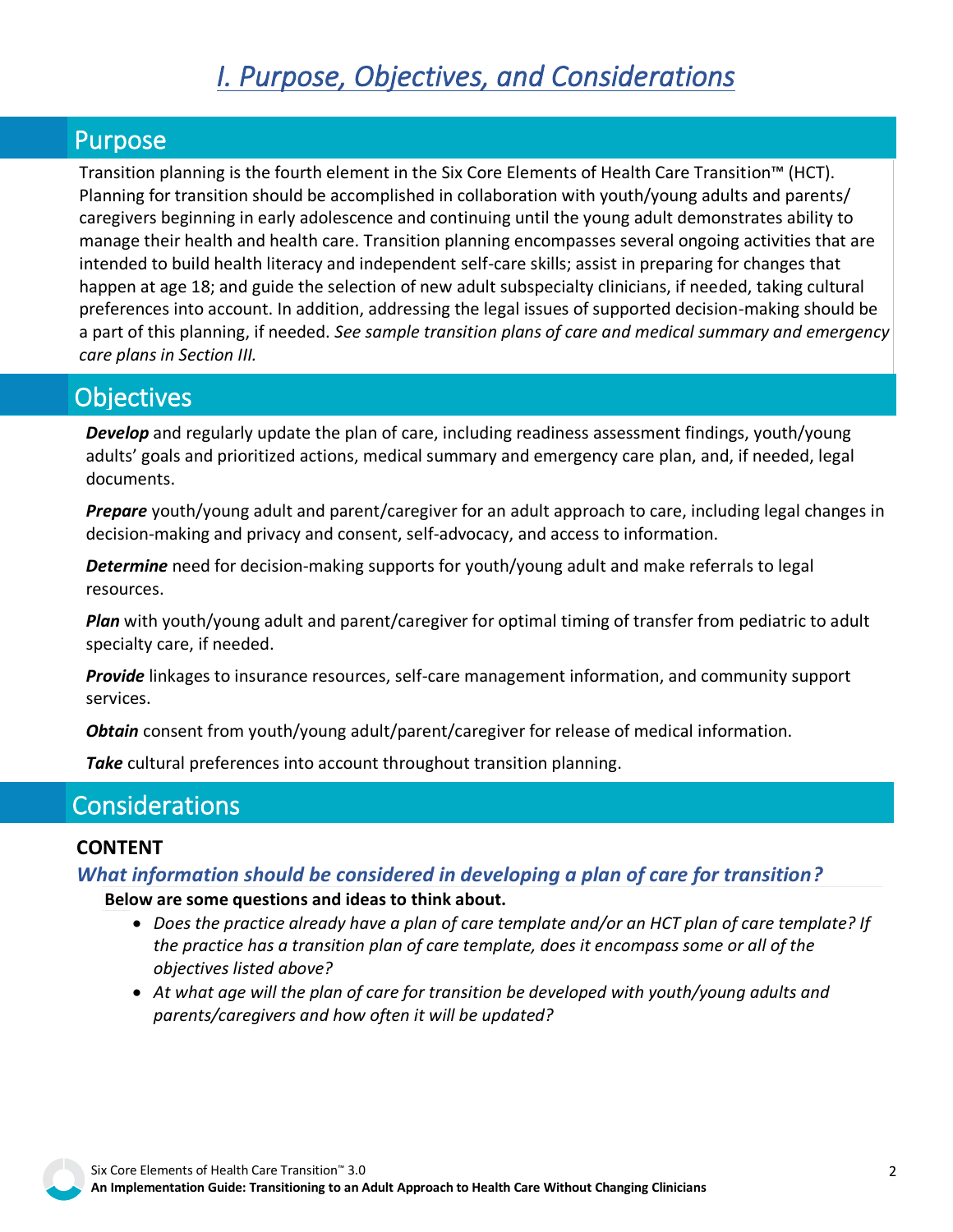# *I. Purpose, Objectives, and Considerations*

## Purpose

Transition planning is the fourth element in the Six Core Elements of Health Care Transition™ (HCT). Planning for transition should be accomplished in collaboration with youth/young adults and parents/caregivers beginning in early adolescence and continuing until the young adult demonstrates ability to manage their health and health care. Transition planning encompasses several ongoing activities that are intended to build health literacy and independent self-care skills; assist in preparing for changes that happen at age 18; and guide the selection of new adult subspecialty clinicians, if needed, taking cultural preferences into account. In addition, addressing the legal issues of supported decision-making should be a part of this planning, if needed. *See sample transition plans of care and medical summary and emergency care plans in Section III.*

## Objectives

***Develop*** and regularly update the plan of care, including readiness assessment findings, youth/young adults' goals and prioritized actions, medical summary and emergency care plan, and, if needed, legal documents.

***Prepare*** youth/young adult and parent/caregiver for an adult approach to care, including legal changes in decision-making and privacy and consent, self-advocacy, and access to information.

***Determine*** need for decision-making supports for youth/young adult and make referrals to legal resources.

***Plan*** with youth/young adult and parent/caregiver for optimal timing of transfer from pediatric to adult specialty care, if needed.

***Provide*** linkages to insurance resources, self-care management information, and community support services.

***Obtain*** consent from youth/young adult/parent/caregiver for release of medical information.

***Take*** cultural preferences into account throughout transition planning.

## Considerations

### CONTENT

#### *What information should be considered in developing a plan of care for transition?*

**Below are some questions and ideas to think about.**

- *Does the practice already have a plan of care template and/or an HCT plan of care template? If the practice has a transition plan of care template, does it encompass some or all of the objectives listed above?*
- *At what age will the plan of care for transition be developed with youth/young adults and parents/caregivers and how often it will be updated?*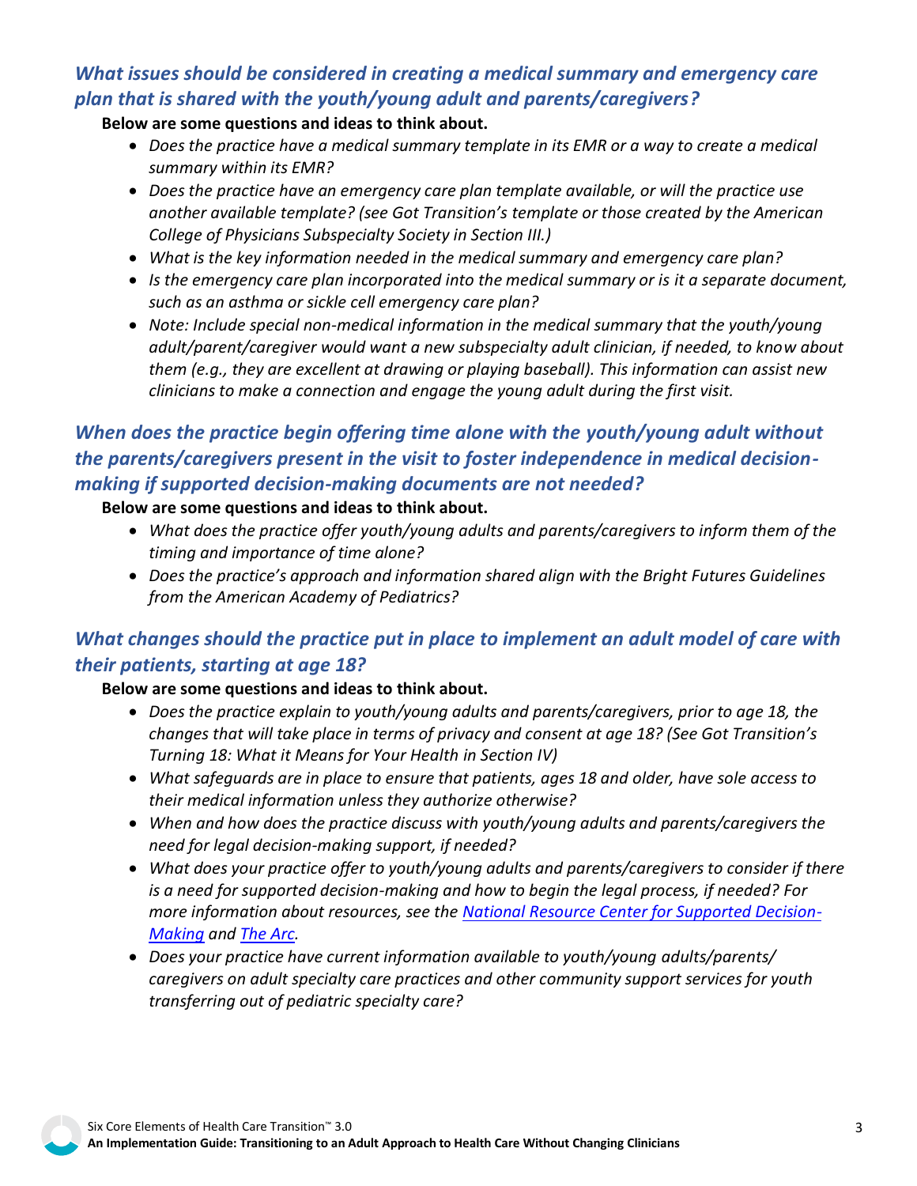### *What issues should be considered in creating a medical summary and emergency care plan that is shared with the youth/young adult and parents/caregivers?*

**Below are some questions and ideas to think about.**

- *Does the practice have a medical summary template in its EMR or a way to create a medical summary within its EMR?*
- *Does the practice have an emergency care plan template available, or will the practice use another available template? (see Got Transition's template or those created by the American College of Physicians Subspecialty Society in Section III.)*
- *What is the key information needed in the medical summary and emergency care plan?*
- *Is the emergency care plan incorporated into the medical summary or is it a separate document, such as an asthma or sickle cell emergency care plan?*
- *Note: Include special non-medical information in the medical summary that the youth/young adult/parent/caregiver would want a new subspecialty adult clinician, if needed, to know about them (e.g., they are excellent at drawing or playing baseball). This information can assist new clinicians to make a connection and engage the young adult during the first visit.*

### *When does the practice begin offering time alone with the youth/young adult without the parents/caregivers present in the visit to foster independence in medical decision-making if supported decision-making documents are not needed?*

**Below are some questions and ideas to think about.**

- *What does the practice offer youth/young adults and parents/caregivers to inform them of the timing and importance of time alone?*
- *Does the practice's approach and information shared align with the Bright Futures Guidelines from the American Academy of Pediatrics?*

### *What changes should the practice put in place to implement an adult model of care with their patients, starting at age 18?*

**Below are some questions and ideas to think about.**

- *Does the practice explain to youth/young adults and parents/caregivers, prior to age 18, the changes that will take place in terms of privacy and consent at age 18? (See Got Transition's Turning 18: What it Means for Your Health in Section IV)*
- *What safeguards are in place to ensure that patients, ages 18 and older, have sole access to their medical information unless they authorize otherwise?*
- *When and how does the practice discuss with youth/young adults and parents/caregivers the need for legal decision-making support, if needed?*
- *What does your practice offer to youth/young adults and parents/caregivers to consider if there is a need for supported decision-making and how to begin the legal process, if needed? For more information about resources, see the [National Resource Center for Supported Decision-Making]() and [The Arc]().*
- *Does your practice have current information available to youth/young adults/parents/caregivers on adult specialty care practices and other community support services for youth transferring out of pediatric specialty care?*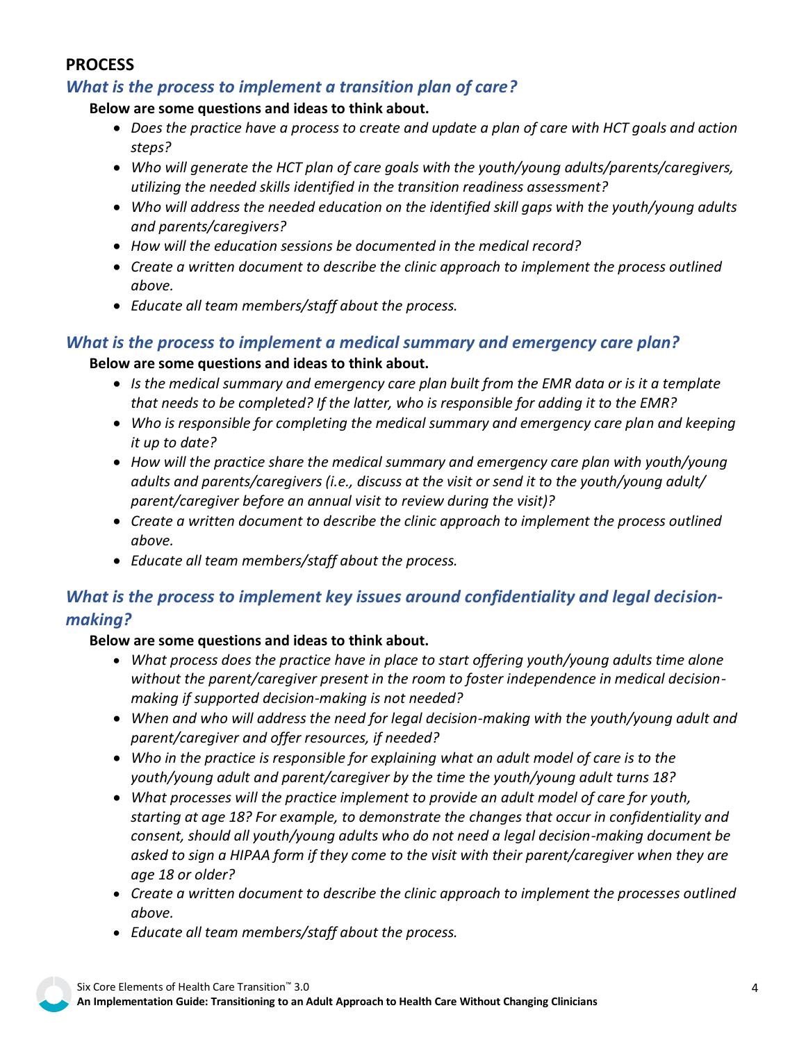## PROCESS

### *What is the process to implement a transition plan of care?*

**Below are some questions and ideas to think about.**

- *Does the practice have a process to create and update a plan of care with HCT goals and action steps?*
- *Who will generate the HCT plan of care goals with the youth/young adults/parents/caregivers, utilizing the needed skills identified in the transition readiness assessment?*
- *Who will address the needed education on the identified skill gaps with the youth/young adults and parents/caregivers?*
- *How will the education sessions be documented in the medical record?*
- *Create a written document to describe the clinic approach to implement the process outlined above.*
- *Educate all team members/staff about the process.*

### *What is the process to implement a medical summary and emergency care plan?*

**Below are some questions and ideas to think about.**

- *Is the medical summary and emergency care plan built from the EMR data or is it a template that needs to be completed? If the latter, who is responsible for adding it to the EMR?*
- *Who is responsible for completing the medical summary and emergency care plan and keeping it up to date?*
- *How will the practice share the medical summary and emergency care plan with youth/young adults and parents/caregivers (i.e., discuss at the visit or send it to the youth/young adult/ parent/caregiver before an annual visit to review during the visit)?*
- *Create a written document to describe the clinic approach to implement the process outlined above.*
- *Educate all team members/staff about the process.*

### *What is the process to implement key issues around confidentiality and legal decision-making?*

**Below are some questions and ideas to think about.**

- *What process does the practice have in place to start offering youth/young adults time alone without the parent/caregiver present in the room to foster independence in medical decision-making if supported decision-making is not needed?*
- *When and who will address the need for legal decision-making with the youth/young adult and parent/caregiver and offer resources, if needed?*
- *Who in the practice is responsible for explaining what an adult model of care is to the youth/young adult and parent/caregiver by the time the youth/young adult turns 18?*
- *What processes will the practice implement to provide an adult model of care for youth, starting at age 18? For example, to demonstrate the changes that occur in confidentiality and consent, should all youth/young adults who do not need a legal decision-making document be asked to sign a HIPAA form if they come to the visit with their parent/caregiver when they are age 18 or older?*
- *Create a written document to describe the clinic approach to implement the processes outlined above.*
- *Educate all team members/staff about the process.*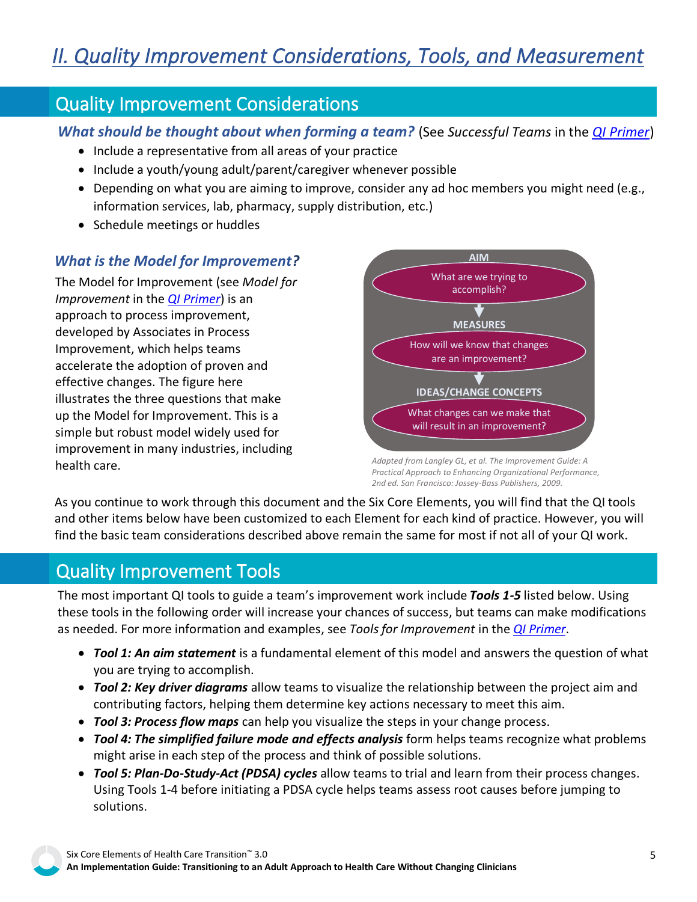# II. Quality Improvement Considerations, Tools, and Measurement

## Quality Improvement Considerations

***What should be thought about when forming a team?*** (See *Successful Teams* in the *QI Primer*)

- Include a representative from all areas of your practice
- Include a youth/young adult/parent/caregiver whenever possible
- Depending on what you are aiming to improve, consider any ad hoc members you might need (e.g., information services, lab, pharmacy, supply distribution, etc.)
- Schedule meetings or huddles

### *What is the Model for Improvement?*

The Model for Improvement (see *Model for Improvement* in the *QI Primer*) is an approach to process improvement, developed by Associates in Process Improvement, which helps teams accelerate the adoption of proven and effective changes. The figure here illustrates the three questions that make up the Model for Improvement. This is a simple but robust model widely used for improvement in many industries, including health care.

**AIM**
What are we trying to accomplish?

↓

**MEASURES**
How will we know that changes are an improvement?

↓

**IDEAS/CHANGE CONCEPTS**
What changes can we make that will result in an improvement?

*Adapted from Langley GL, et al. The Improvement Guide: A Practical Approach to Enhancing Organizational Performance, 2nd ed. San Francisco: Jossey-Bass Publishers, 2009.*

As you continue to work through this document and the Six Core Elements, you will find that the QI tools and other items below have been customized to each Element for each kind of practice. However, you will find the basic team considerations described above remain the same for most if not all of your QI work.

## Quality Improvement Tools

The most important QI tools to guide a team's improvement work include ***Tools 1-5*** listed below. Using these tools in the following order will increase your chances of success, but teams can make modifications as needed. For more information and examples, see *Tools for Improvement* in the *QI Primer*.

- ***Tool 1: An aim statement*** is a fundamental element of this model and answers the question of what you are trying to accomplish.
- ***Tool 2: Key driver diagrams*** allow teams to visualize the relationship between the project aim and contributing factors, helping them determine key actions necessary to meet this aim.
- ***Tool 3: Process flow maps*** can help you visualize the steps in your change process.
- ***Tool 4: The simplified failure mode and effects analysis*** form helps teams recognize what problems might arise in each step of the process and think of possible solutions.
- ***Tool 5: Plan-Do-Study-Act (PDSA) cycles*** allow teams to trial and learn from their process changes. Using Tools 1-4 before initiating a PDSA cycle helps teams assess root causes before jumping to solutions.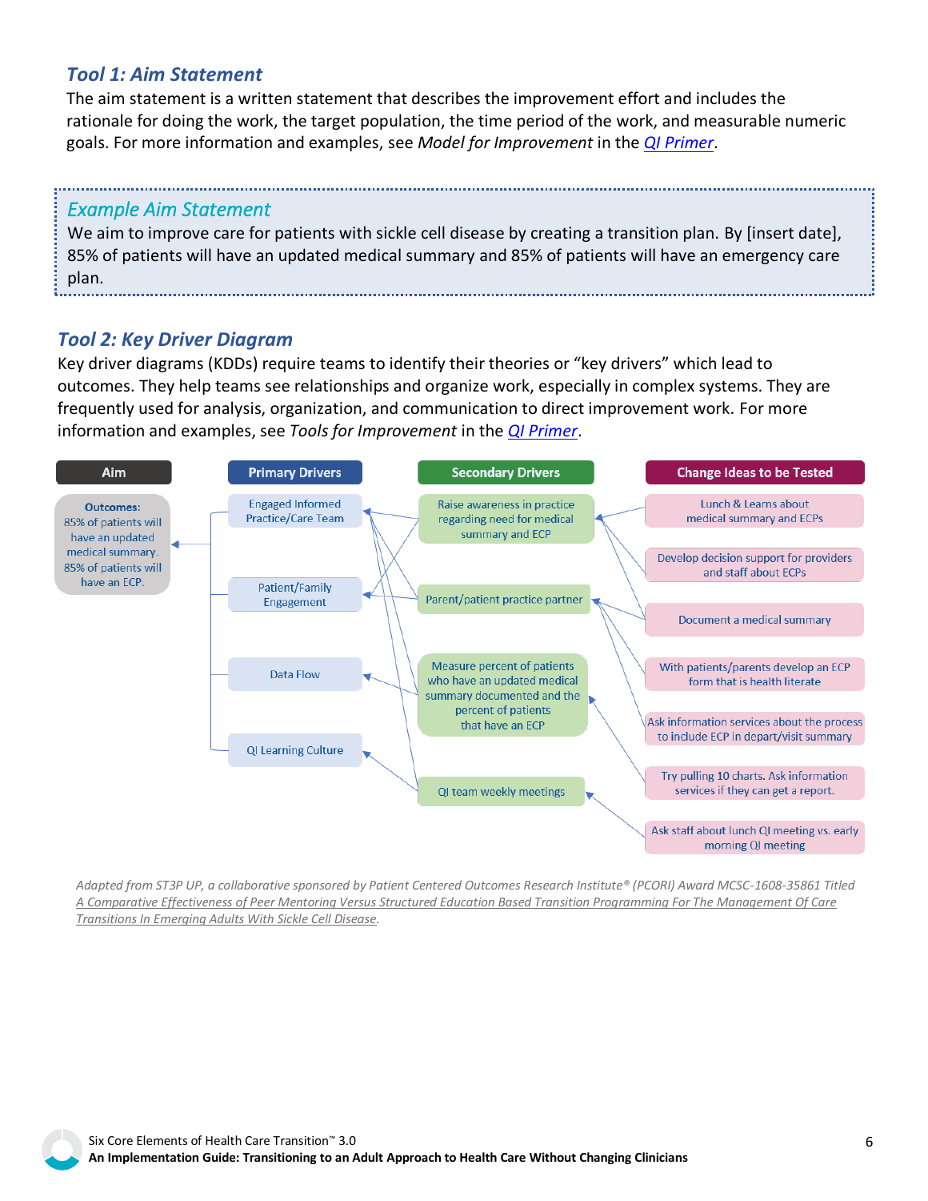### *Tool 1: Aim Statement*

The aim statement is a written statement that describes the improvement effort and includes the rationale for doing the work, the target population, the time period of the work, and measurable numeric goals. For more information and examples, see *Model for Improvement* in the *QI Primer*.

> *Example Aim Statement*
>
> We aim to improve care for patients with sickle cell disease by creating a transition plan. By [insert date], 85% of patients will have an updated medical summary and 85% of patients will have an emergency care plan.

### *Tool 2: Key Driver Diagram*

Key driver diagrams (KDDs) require teams to identify their theories or "key drivers" which lead to outcomes. They help teams see relationships and organize work, especially in complex systems. They are frequently used for analysis, organization, and communication to direct improvement work. For more information and examples, see *Tools for Improvement* in the *QI Primer*.

| Aim | Primary Drivers | Secondary Drivers | Change Ideas to be Tested |
|---|---|---|---|
| **Outcomes:** 85% of patients will have an updated medical summary. 85% of patients will have an ECP. | Engaged Informed Practice/Care Team | Raise awareness in practice regarding need for medical summary and ECP | Lunch & Learns about medical summary and ECPs |
| | Patient/Family Engagement | Parent/patient practice partner | Develop decision support for providers and staff about ECPs |
| | Data Flow | Measure percent of patients who have an updated medical summary documented and the percent of patients that have an ECP | Document a medical summary |
| | QI Learning Culture | QI team weekly meetings | With patients/parents develop an ECP form that is health literate |
| | | | Ask information services about the process to include ECP in depart/visit summary |
| | | | Try pulling 10 charts. Ask information services if they can get a report. |
| | | | Ask staff about lunch QI meeting vs. early morning QI meeting |

*Adapted from ST3P UP, a collaborative sponsored by Patient Centered Outcomes Research Institute® (PCORI) Award MCSC-1608-35861 Titled A Comparative Effectiveness of Peer Mentoring Versus Structured Education Based Transition Programming For The Management Of Care Transitions In Emerging Adults With Sickle Cell Disease.*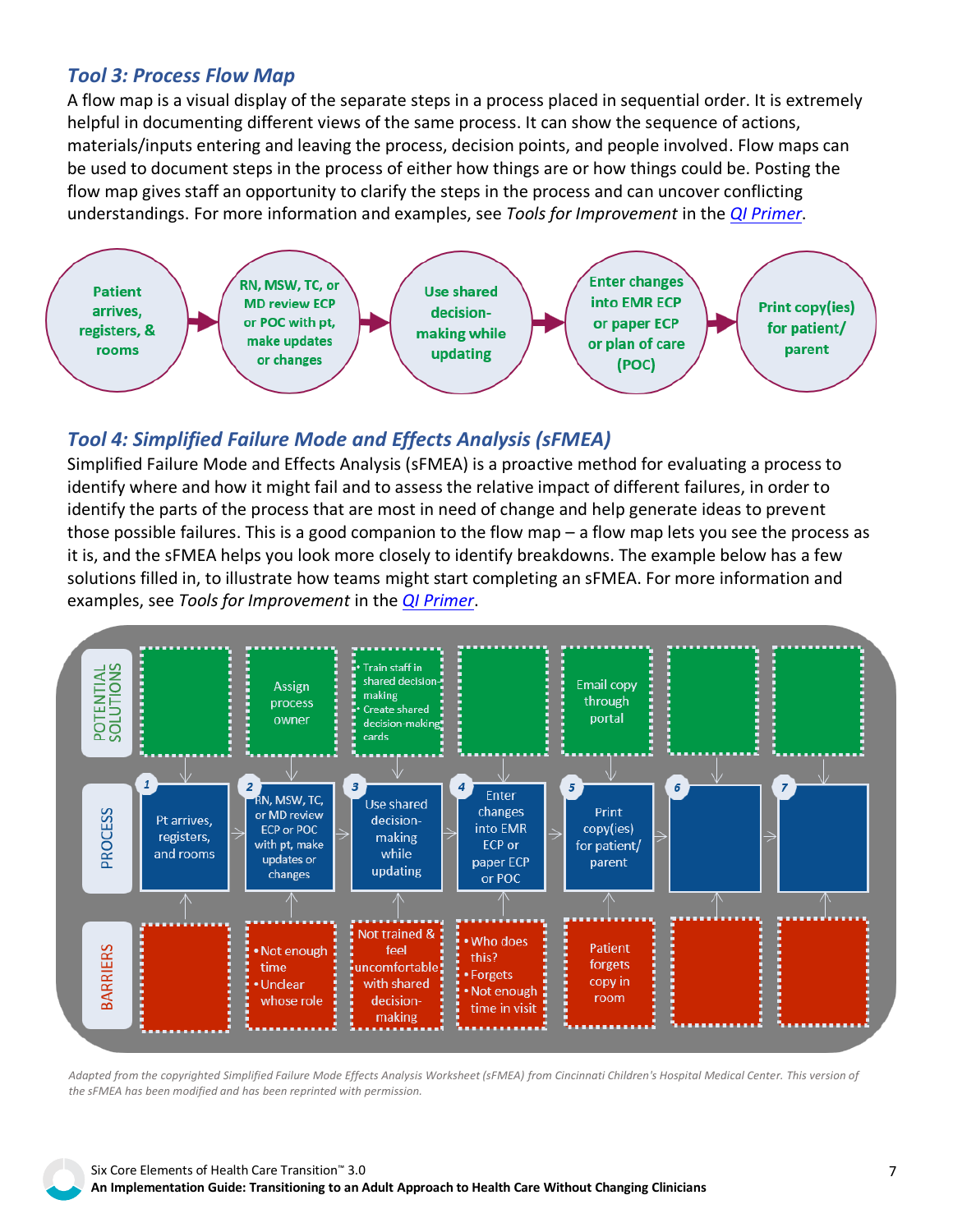### *Tool 3: Process Flow Map*

A flow map is a visual display of the separate steps in a process placed in sequential order. It is extremely helpful in documenting different views of the same process. It can show the sequence of actions, materials/inputs entering and leaving the process, decision points, and people involved. Flow maps can be used to document steps in the process of either how things are or how things could be. Posting the flow map gives staff an opportunity to clarify the steps in the process and can uncover conflicting understandings. For more information and examples, see *Tools for Improvement* in the [QI Primer](QI Primer).

Patient arrives, registers, & rooms → RN, MSW, TC, or MD review ECP or POC with pt, make updates or changes → Use shared decision-making while updating → Enter changes into EMR ECP or paper ECP or plan of care (POC) → Print copy(ies) for patient/ parent

### *Tool 4: Simplified Failure Mode and Effects Analysis (sFMEA)*

Simplified Failure Mode and Effects Analysis (sFMEA) is a proactive method for evaluating a process to identify where and how it might fail and to assess the relative impact of different failures, in order to identify the parts of the process that are most in need of change and help generate ideas to prevent those possible failures. This is a good companion to the flow map – a flow map lets you see the process as it is, and the sFMEA helps you look more closely to identify breakdowns. The example below has a few solutions filled in, to illustrate how teams might start completing an sFMEA. For more information and examples, see *Tools for Improvement* in the [QI Primer](QI Primer).

| | 1 | 2 | 3 | 4 | 5 | 6 | 7 |
|---|---|---|---|---|---|---|---|
| POTENTIAL SOLUTIONS | | Assign process owner | • Train staff in shared decision-making<br>• Create shared decision-making cards | | Email copy through portal | | |
| PROCESS | Pt arrives, registers, and rooms | RN, MSW, TC, or MD review ECP or POC with pt, make updates or changes | Use shared decision-making while updating | Enter changes into EMR ECP or paper ECP or POC | Print copy(ies) for patient/ parent | | |
| BARRIERS | | • Not enough time<br>• Unclear whose role | Not trained & feel uncomfortable with shared decision-making | • Who does this?<br>• Forgets<br>• Not enough time in visit | Patient forgets copy in room | | |

*Adapted from the copyrighted Simplified Failure Mode Effects Analysis Worksheet (sFMEA) from Cincinnati Children's Hospital Medical Center. This version of the sFMEA has been modified and has been reprinted with permission.*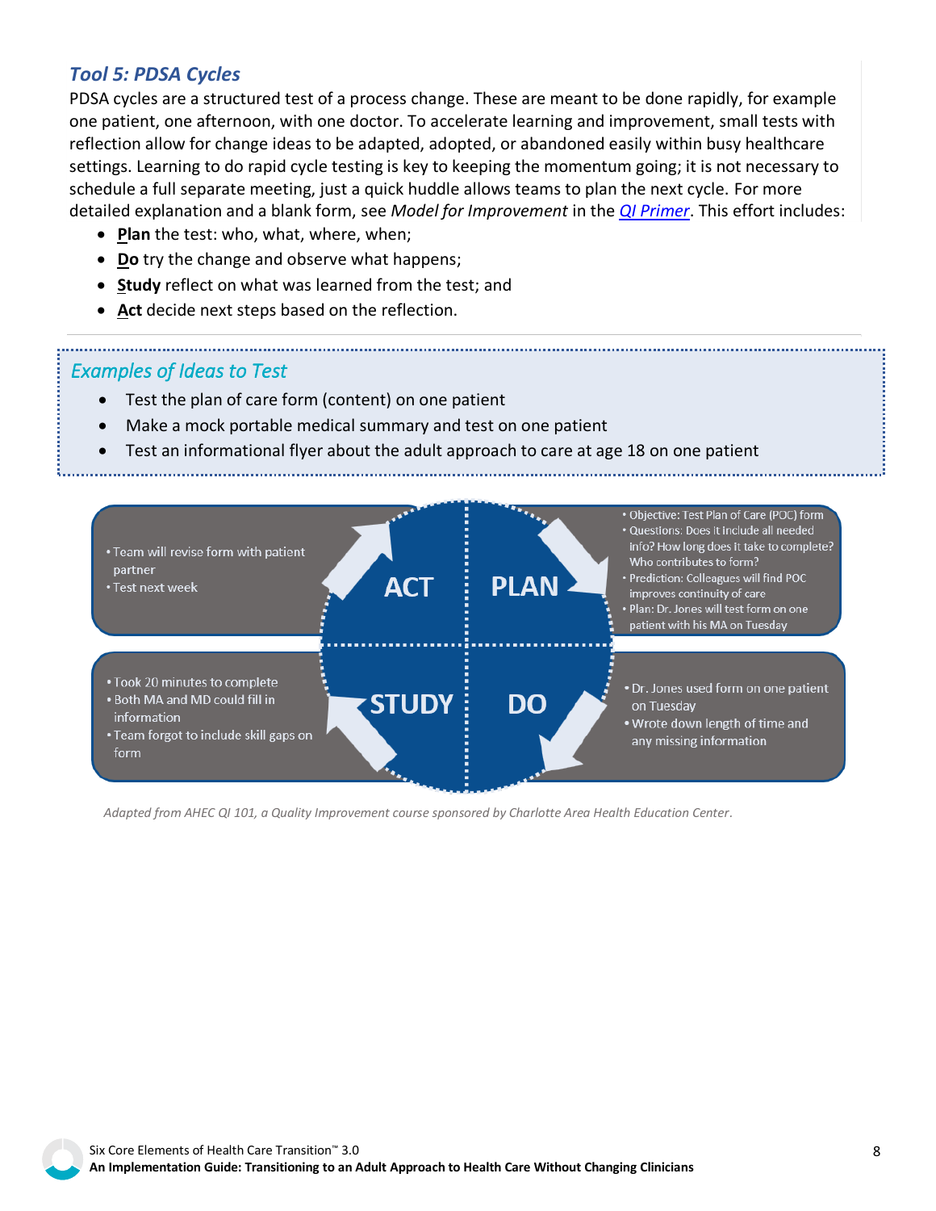### *Tool 5: PDSA Cycles*

PDSA cycles are a structured test of a process change. These are meant to be done rapidly, for example one patient, one afternoon, with one doctor. To accelerate learning and improvement, small tests with reflection allow for change ideas to be adapted, adopted, or abandoned easily within busy healthcare settings. Learning to do rapid cycle testing is key to keeping the momentum going; it is not necessary to schedule a full separate meeting, just a quick huddle allows teams to plan the next cycle. For more detailed explanation and a blank form, see *Model for Improvement* in the [*QI Primer*](). This effort includes:

- **Plan** the test: who, what, where, when;
- **Do** try the change and observe what happens;
- **Study** reflect on what was learned from the test; and
- **Act** decide next steps based on the reflection.

---

### *Examples of Ideas to Test*

- Test the plan of care form (content) on one patient
- Make a mock portable medical summary and test on one patient
- Test an informational flyer about the adult approach to care at age 18 on one patient

**PLAN**
- Objective: Test Plan of Care (POC) form
- Questions: Does it include all needed info? How long does it take to complete? Who contributes to form?
- Prediction: Colleagues will find POC improves continuity of care
- Plan: Dr. Jones will test form on one patient with his MA on Tuesday

**DO**
- Dr. Jones used form on one patient on Tuesday
- Wrote down length of time and any missing information

**STUDY**
- Took 20 minutes to complete
- Both MA and MD could fill in information
- Team forgot to include skill gaps on form

**ACT**
- Team will revise form with patient partner
- Test next week

*Adapted from AHEC QI 101, a Quality Improvement course sponsored by Charlotte Area Health Education Center.*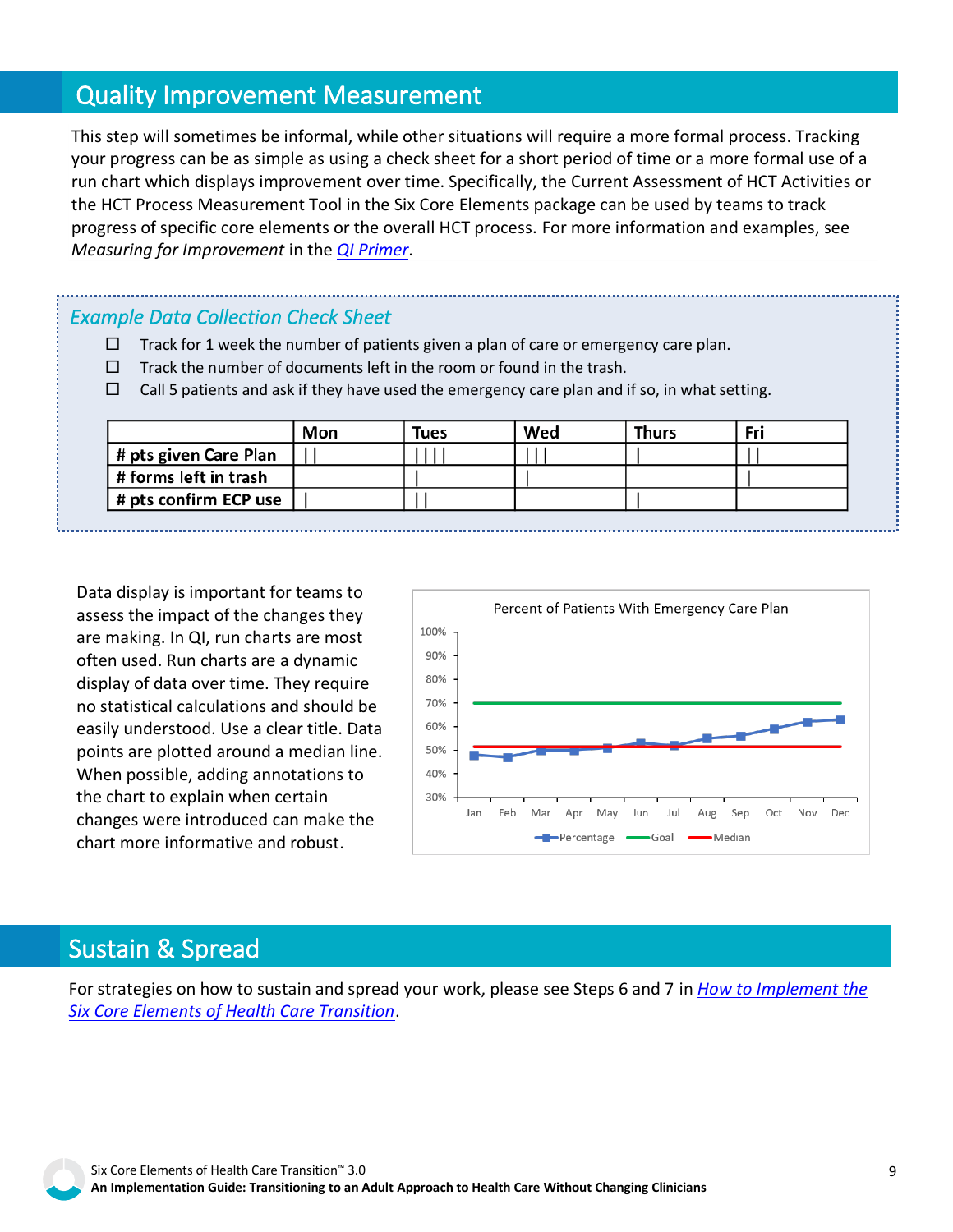## Quality Improvement Measurement

This step will sometimes be informal, while other situations will require a more formal process. Tracking your progress can be as simple as using a check sheet for a short period of time or a more formal use of a run chart which displays improvement over time. Specifically, the Current Assessment of HCT Activities or the HCT Process Measurement Tool in the Six Core Elements package can be used by teams to track progress of specific core elements or the overall HCT process. For more information and examples, see *Measuring for Improvement* in the [QI Primer](QI Primer).

### *Example Data Collection Check Sheet*

- ☐ Track for 1 week the number of patients given a plan of care or emergency care plan.
- ☐ Track the number of documents left in the room or found in the trash.
- ☐ Call 5 patients and ask if they have used the emergency care plan and if so, in what setting.

| | Mon | Tues | Wed | Thurs | Fri |
|---|---|---|---|---|---|
| **# pts given Care Plan** | \| \| | \| \| \| \| | \| \| \| | \| | \| \| |
| **# forms left in trash** | | \| | \| | | \| |
| **# pts confirm ECP use** | \| | \| \| | | \| | |

Data display is important for teams to assess the impact of the changes they are making. In QI, run charts are most often used. Run charts are a dynamic display of data over time. They require no statistical calculations and should be easily understood. Use a clear title. Data points are plotted around a median line. When possible, adding annotations to the chart to explain when certain changes were introduced can make the chart more informative and robust.

## Sustain & Spread

For strategies on how to sustain and spread your work, please see Steps 6 and 7 in *How to Implement the Six Core Elements of Health Care Transition*.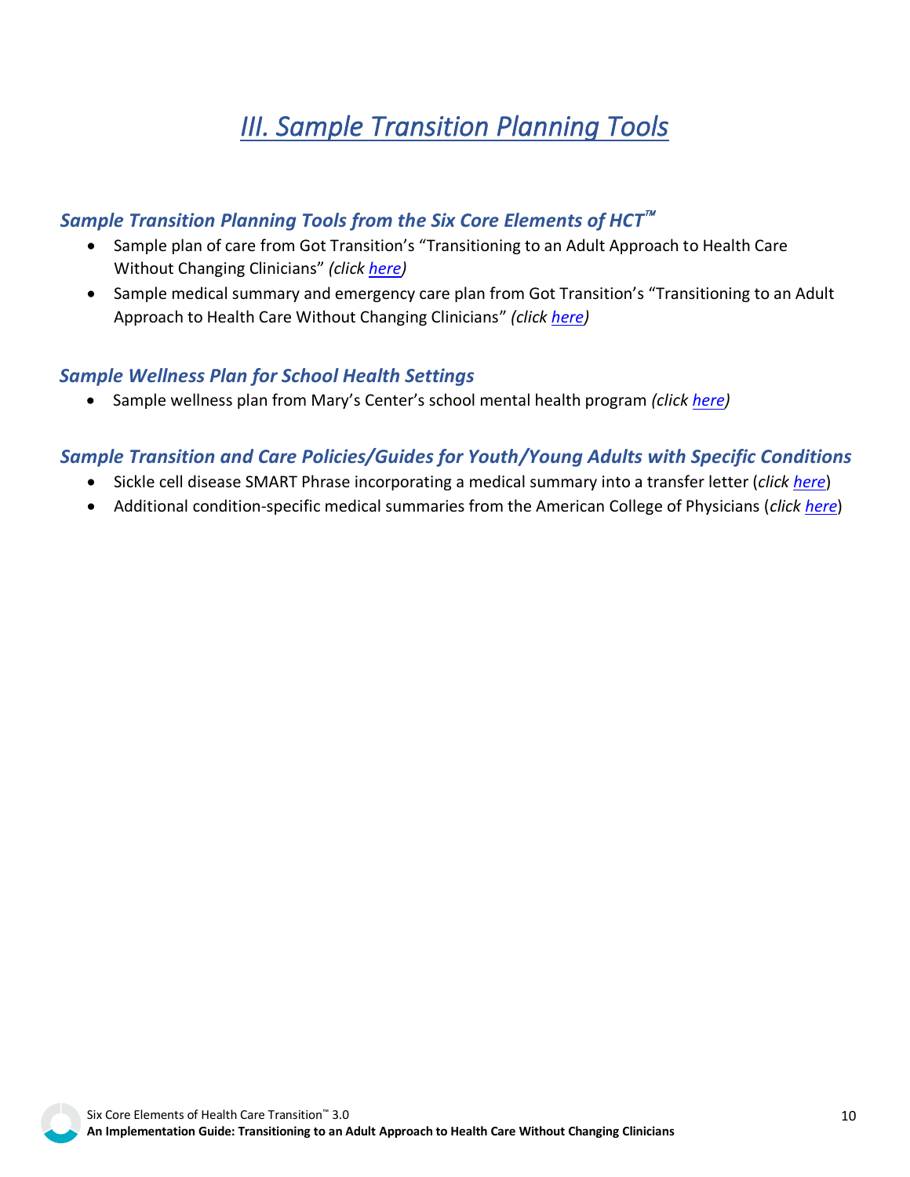# *III. Sample Transition Planning Tools*

### *Sample Transition Planning Tools from the Six Core Elements of HCT™*

- Sample plan of care from Got Transition's "Transitioning to an Adult Approach to Health Care Without Changing Clinicians" *(click here)*
- Sample medical summary and emergency care plan from Got Transition's "Transitioning to an Adult Approach to Health Care Without Changing Clinicians" *(click here)*

### *Sample Wellness Plan for School Health Settings*

- Sample wellness plan from Mary's Center's school mental health program *(click here)*

### *Sample Transition and Care Policies/Guides for Youth/Young Adults with Specific Conditions*

- Sickle cell disease SMART Phrase incorporating a medical summary into a transfer letter (*click* here)
- Additional condition-specific medical summaries from the American College of Physicians (*click* here)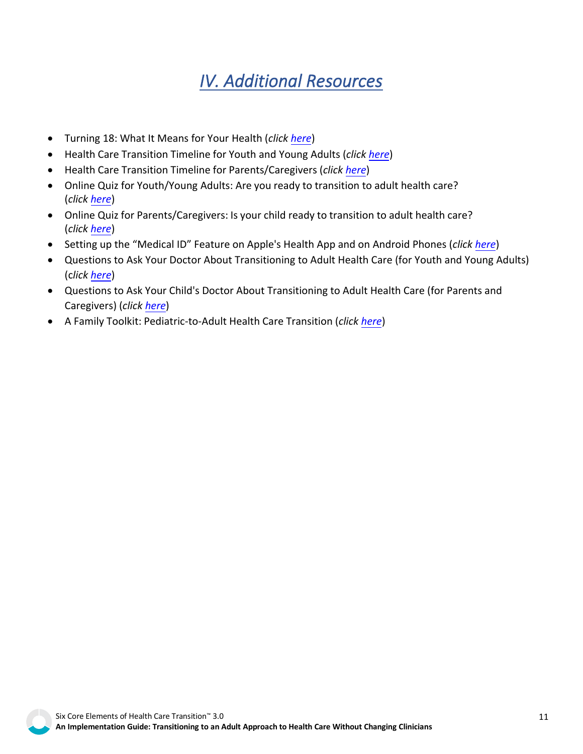# *IV. Additional Resources*

- Turning 18: What It Means for Your Health (*click here*)
- Health Care Transition Timeline for Youth and Young Adults (*click here*)
- Health Care Transition Timeline for Parents/Caregivers (*click here*)
- Online Quiz for Youth/Young Adults: Are you ready to transition to adult health care? (*click here*)
- Online Quiz for Parents/Caregivers: Is your child ready to transition to adult health care? (*click here*)
- Setting up the "Medical ID" Feature on Apple's Health App and on Android Phones (*click here*)
- Questions to Ask Your Doctor About Transitioning to Adult Health Care (for Youth and Young Adults) (*click here*)
- Questions to Ask Your Child's Doctor About Transitioning to Adult Health Care (for Parents and Caregivers) (*click here*)
- A Family Toolkit: Pediatric-to-Adult Health Care Transition (*click here*)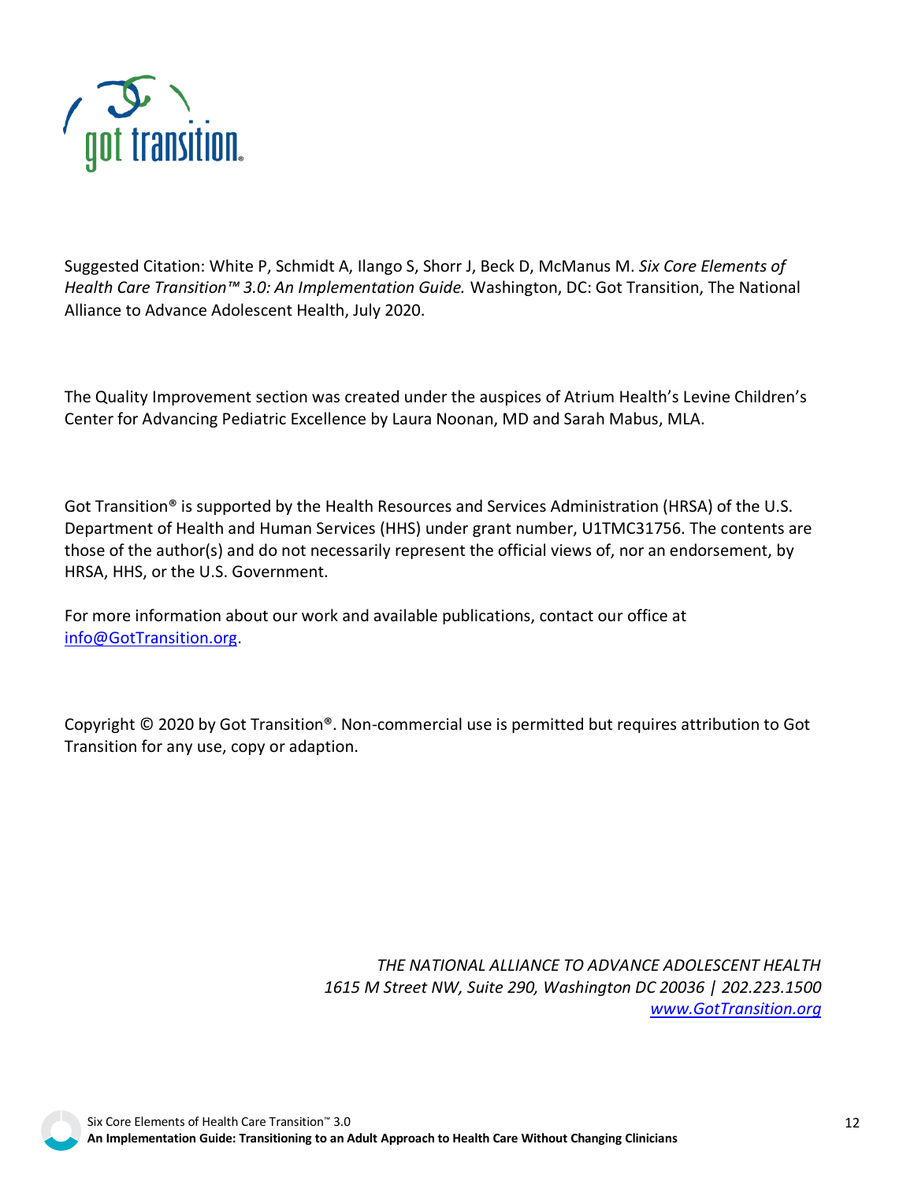Suggested Citation: White P, Schmidt A, Ilango S, Shorr J, Beck D, McManus M. *Six Core Elements of Health Care Transition™ 3.0: An Implementation Guide.* Washington, DC: Got Transition, The National Alliance to Advance Adolescent Health, July 2020.

The Quality Improvement section was created under the auspices of Atrium Health's Levine Children's Center for Advancing Pediatric Excellence by Laura Noonan, MD and Sarah Mabus, MLA.

Got Transition® is supported by the Health Resources and Services Administration (HRSA) of the U.S. Department of Health and Human Services (HHS) under grant number, U1TMC31756. The contents are those of the author(s) and do not necessarily represent the official views of, nor an endorsement, by HRSA, HHS, or the U.S. Government.

For more information about our work and available publications, contact our office at info@GotTransition.org.

Copyright © 2020 by Got Transition®. Non-commercial use is permitted but requires attribution to Got Transition for any use, copy or adaption.

*THE NATIONAL ALLIANCE TO ADVANCE ADOLESCENT HEALTH*
*1615 M Street NW, Suite 290, Washington DC 20036 | 202.223.1500*
*www.GotTransition.org*